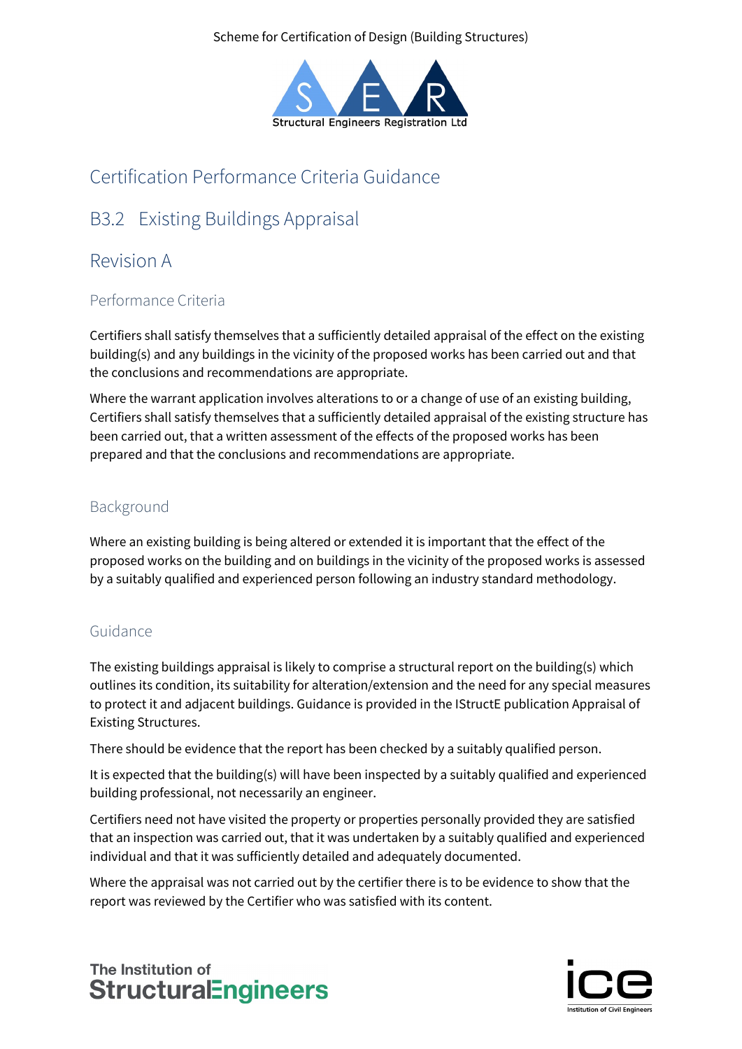Scheme for Certification of Design (Building Structures)

Structural Engineers Registration Ltd

# Certification Performance Criteria Guidance

## B3.2 Existing Buildings Appraisal

## Revision A

### Performance Criteria

Certifiers shall satisfy themselves that a sufficiently detailed appraisal of the effect on the existing building(s) and any buildings in the vicinity of the proposed works has been carried out and that the conclusions and recommendations are appropriate.

Where the warrant application involves alterations to or a change of use of an existing building, Certifiers shall satisfy themselves that a sufficiently detailed appraisal of the existing structure has been carried out, that a written assessment of the effects of the proposed works has been prepared and that the conclusions and recommendations are appropriate.

### Background

Where an existing building is being altered or extended it is important that the effect of the proposed works on the building and on buildings in the vicinity of the proposed works is assessed by a suitably qualified and experienced person following an industry standard methodology.

### Guidance

The existing buildings appraisal is likely to comprise a structural report on the building(s) which outlines its condition, its suitability for alteration/extension and the need for any special measures to protect it and adjacent buildings. Guidance is provided in the IStructE publication Appraisal of Existing Structures.

There should be evidence that the report has been checked by a suitably qualified person.

It is expected that the building(s) will have been inspected by a suitably qualified and experienced building professional, not necessarily an engineer.

Certifiers need not have visited the property or properties personally provided they are satisfied that an inspection was carried out, that it was undertaken by a suitably qualified and experienced individual and that it was sufficiently detailed and adequately documented.

Where the appraisal was not carried out by the certifier there is to be evidence to show that the report was reviewed by the Certifier who was satisfied with its content.

The Institution of StructuralEngineers

ice Institution of Civil Engineers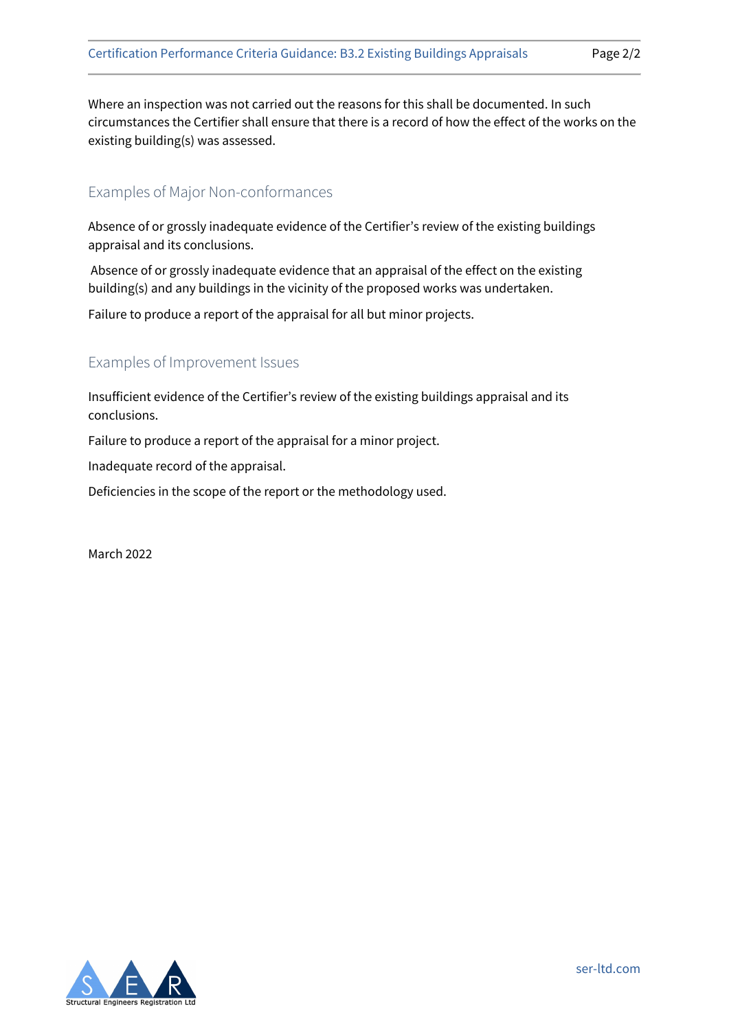Where an inspection was not carried out the reasons for this shall be documented. In such circumstances the Certifier shall ensure that there is a record of how the effect of the works on the existing building(s) was assessed.

## Examples of Major Non-conformances

Absence of or grossly inadequate evidence of the Certifier's review of the existing buildings appraisal and its conclusions.

Absence of or grossly inadequate evidence that an appraisal of the effect on the existing building(s) and any buildings in the vicinity of the proposed works was undertaken.

Failure to produce a report of the appraisal for all but minor projects.

## Examples of Improvement Issues

Insufficient evidence of the Certifier's review of the existing buildings appraisal and its conclusions.

Failure to produce a report of the appraisal for a minor project.

Inadequate record of the appraisal.

Deficiencies in the scope of the report or the methodology used.

March 2022